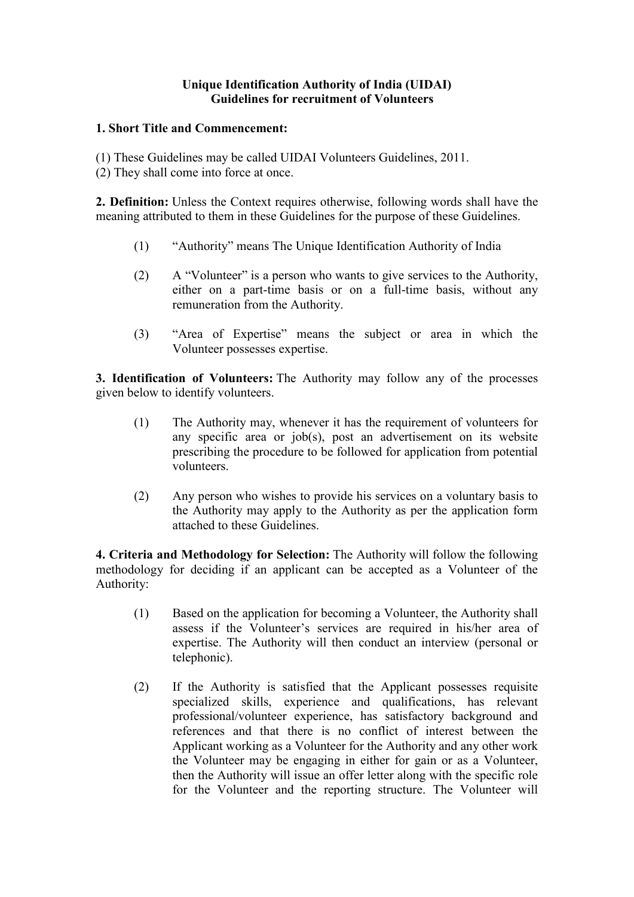**Unique Identification Authority of India (UIDAI)**
**Guidelines for recruitment of Volunteers**

**1. Short Title and Commencement:**

(1) These Guidelines may be called UIDAI Volunteers Guidelines, 2011.
(2) They shall come into force at once.

**2. Definition:** Unless the Context requires otherwise, following words shall have the meaning attributed to them in these Guidelines for the purpose of these Guidelines.

(1) "Authority" means The Unique Identification Authority of India

(2) A "Volunteer" is a person who wants to give services to the Authority, either on a part-time basis or on a full-time basis, without any remuneration from the Authority.

(3) "Area of Expertise" means the subject or area in which the Volunteer possesses expertise.

**3. Identification of Volunteers:** The Authority may follow any of the processes given below to identify volunteers.

(1) The Authority may, whenever it has the requirement of volunteers for any specific area or job(s), post an advertisement on its website prescribing the procedure to be followed for application from potential volunteers.

(2) Any person who wishes to provide his services on a voluntary basis to the Authority may apply to the Authority as per the application form attached to these Guidelines.

**4. Criteria and Methodology for Selection:** The Authority will follow the following methodology for deciding if an applicant can be accepted as a Volunteer of the Authority:

(1) Based on the application for becoming a Volunteer, the Authority shall assess if the Volunteer's services are required in his/her area of expertise. The Authority will then conduct an interview (personal or telephonic).

(2) If the Authority is satisfied that the Applicant possesses requisite specialized skills, experience and qualifications, has relevant professional/volunteer experience, has satisfactory background and references and that there is no conflict of interest between the Applicant working as a Volunteer for the Authority and any other work the Volunteer may be engaging in either for gain or as a Volunteer, then the Authority will issue an offer letter along with the specific role for the Volunteer and the reporting structure. The Volunteer will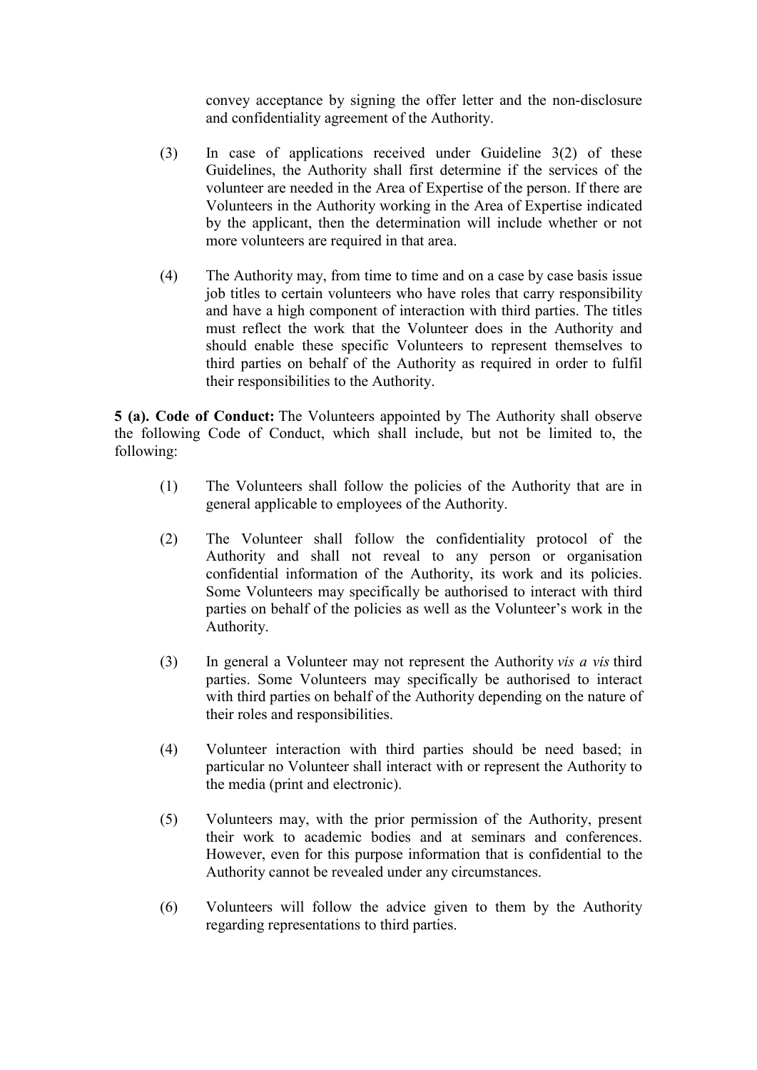convey acceptance by signing the offer letter and the non-disclosure and confidentiality agreement of the Authority.

(3) In case of applications received under Guideline 3(2) of these Guidelines, the Authority shall first determine if the services of the volunteer are needed in the Area of Expertise of the person. If there are Volunteers in the Authority working in the Area of Expertise indicated by the applicant, then the determination will include whether or not more volunteers are required in that area.

(4) The Authority may, from time to time and on a case by case basis issue job titles to certain volunteers who have roles that carry responsibility and have a high component of interaction with third parties. The titles must reflect the work that the Volunteer does in the Authority and should enable these specific Volunteers to represent themselves to third parties on behalf of the Authority as required in order to fulfil their responsibilities to the Authority.

**5 (a). Code of Conduct:** The Volunteers appointed by The Authority shall observe the following Code of Conduct, which shall include, but not be limited to, the following:

(1) The Volunteers shall follow the policies of the Authority that are in general applicable to employees of the Authority.

(2) The Volunteer shall follow the confidentiality protocol of the Authority and shall not reveal to any person or organisation confidential information of the Authority, its work and its policies. Some Volunteers may specifically be authorised to interact with third parties on behalf of the policies as well as the Volunteer's work in the Authority.

(3) In general a Volunteer may not represent the Authority *vis a vis* third parties. Some Volunteers may specifically be authorised to interact with third parties on behalf of the Authority depending on the nature of their roles and responsibilities.

(4) Volunteer interaction with third parties should be need based; in particular no Volunteer shall interact with or represent the Authority to the media (print and electronic).

(5) Volunteers may, with the prior permission of the Authority, present their work to academic bodies and at seminars and conferences. However, even for this purpose information that is confidential to the Authority cannot be revealed under any circumstances.

(6) Volunteers will follow the advice given to them by the Authority regarding representations to third parties.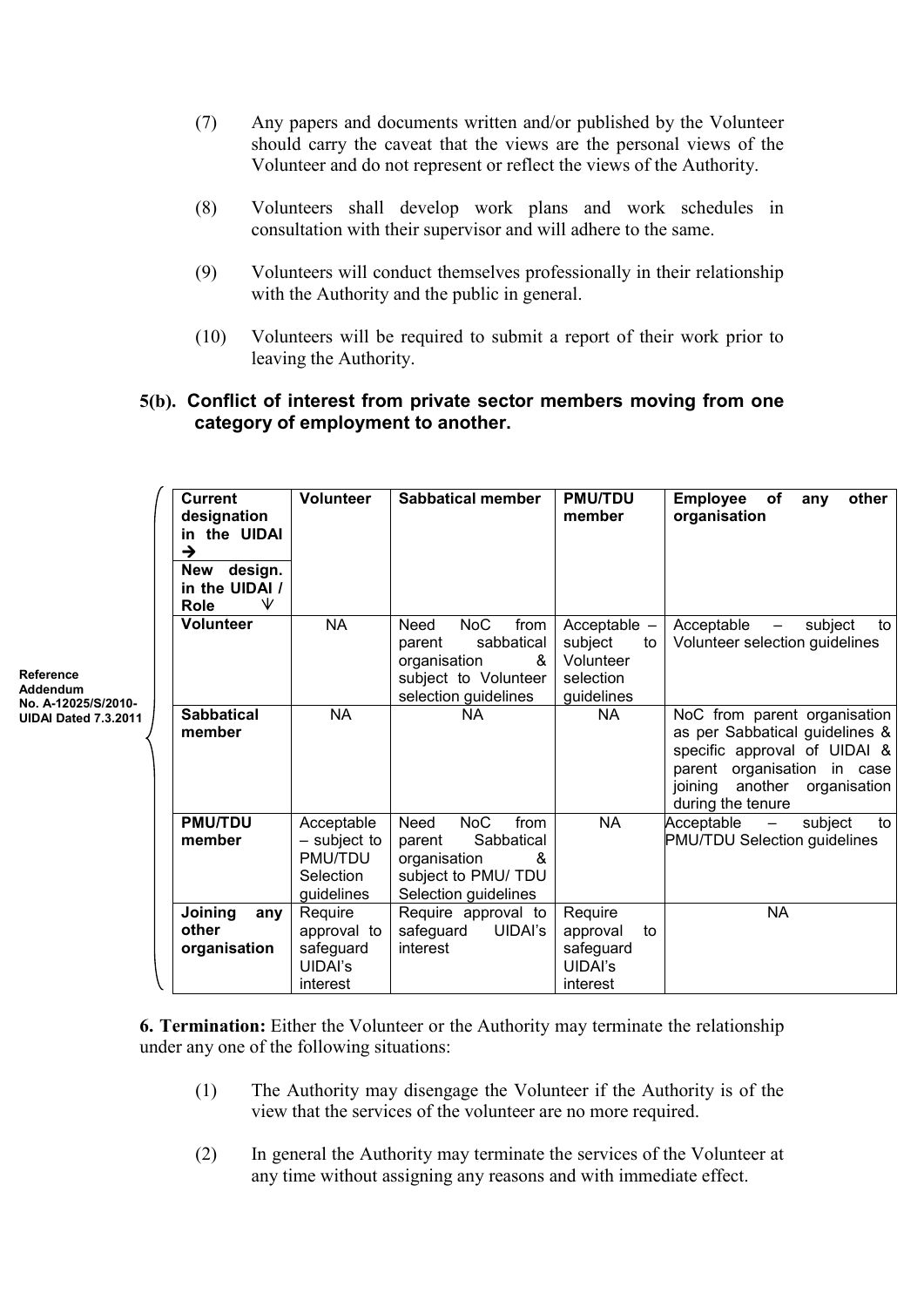(7) Any papers and documents written and/or published by the Volunteer should carry the caveat that the views are the personal views of the Volunteer and do not represent or reflect the views of the Authority.

(8) Volunteers shall develop work plans and work schedules in consultation with their supervisor and will adhere to the same.

(9) Volunteers will conduct themselves professionally in their relationship with the Authority and the public in general.

(10) Volunteers will be required to submit a report of their work prior to leaving the Authority.

**5(b). Conflict of interest from private sector members moving from one category of employment to another.**

Reference Addendum No. A-12025/S/2010-UIDAI Dated 7.3.2011

| **Current designation in the UIDAI →** <br> **New design. in the UIDAI / Role ↓** | **Volunteer** | **Sabbatical member** | **PMU/TDU member** | **Employee of any other organisation** |
|---|---|---|---|---|
| **Volunteer** | NA | Need NoC from parent sabbatical organisation & subject to Volunteer selection guidelines | Acceptable – subject to Volunteer selection guidelines | Acceptable – subject to Volunteer selection guidelines |
| **Sabbatical member** | NA | NA | NA | NoC from parent organisation as per Sabbatical guidelines & specific approval of UIDAI & parent organisation in case joining another organisation during the tenure |
| **PMU/TDU member** | Acceptable – subject to PMU/TDU Selection guidelines | Need NoC from parent Sabbatical organisation & subject to PMU/ TDU Selection guidelines | NA | Acceptable – subject to PMU/TDU Selection guidelines |
| **Joining any other organisation** | Require approval to safeguard UIDAI's interest | Require approval to safeguard UIDAI's interest | Require approval to safeguard UIDAI's interest | NA |

**6. Termination:** Either the Volunteer or the Authority may terminate the relationship under any one of the following situations:

(1) The Authority may disengage the Volunteer if the Authority is of the view that the services of the volunteer are no more required.

(2) In general the Authority may terminate the services of the Volunteer at any time without assigning any reasons and with immediate effect.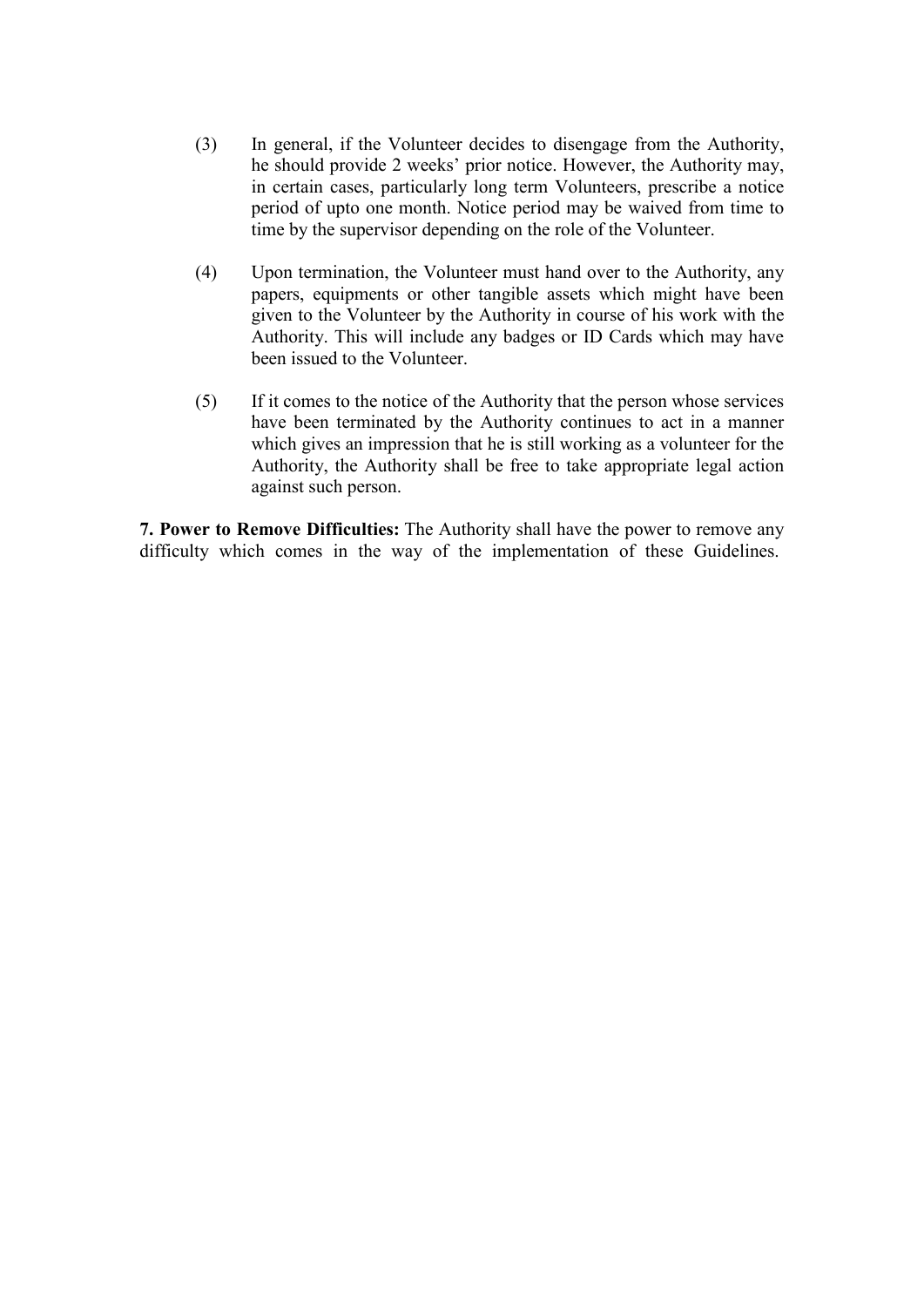(3) In general, if the Volunteer decides to disengage from the Authority, he should provide 2 weeks' prior notice. However, the Authority may, in certain cases, particularly long term Volunteers, prescribe a notice period of upto one month. Notice period may be waived from time to time by the supervisor depending on the role of the Volunteer.

(4) Upon termination, the Volunteer must hand over to the Authority, any papers, equipments or other tangible assets which might have been given to the Volunteer by the Authority in course of his work with the Authority. This will include any badges or ID Cards which may have been issued to the Volunteer.

(5) If it comes to the notice of the Authority that the person whose services have been terminated by the Authority continues to act in a manner which gives an impression that he is still working as a volunteer for the Authority, the Authority shall be free to take appropriate legal action against such person.

**7. Power to Remove Difficulties:** The Authority shall have the power to remove any difficulty which comes in the way of the implementation of these Guidelines.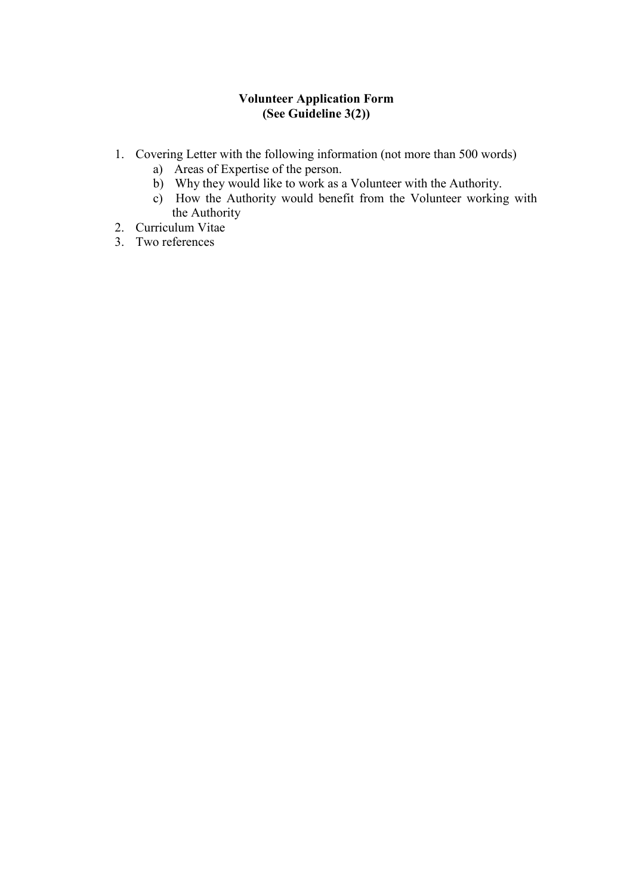**Volunteer Application Form**
**(See Guideline 3(2))**

1. Covering Letter with the following information (not more than 500 words)
   a) Areas of Expertise of the person.
   b) Why they would like to work as a Volunteer with the Authority.
   c) How the Authority would benefit from the Volunteer working with the Authority
2. Curriculum Vitae
3. Two references